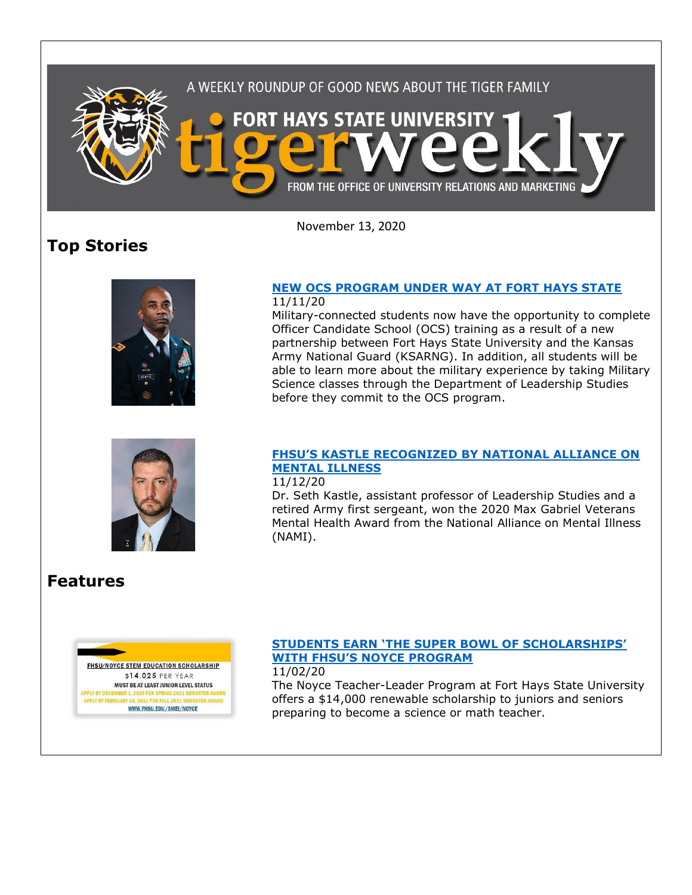A WEEKLY ROUNDUP OF GOOD NEWS ABOUT THE TIGER FAMILY

# FORT HAYS STATE UNIVERSITY tigerweekly

FROM THE OFFICE OF UNIVERSITY RELATIONS AND MARKETING

November 13, 2020

## Top Stories

### NEW OCS PROGRAM UNDER WAY AT FORT HAYS STATE

11/11/20

Military-connected students now have the opportunity to complete Officer Candidate School (OCS) training as a result of a new partnership between Fort Hays State University and the Kansas Army National Guard (KSARNG). In addition, all students will be able to learn more about the military experience by taking Military Science classes through the Department of Leadership Studies before they commit to the OCS program.

### FHSU'S KASTLE RECOGNIZED BY NATIONAL ALLIANCE ON MENTAL ILLNESS

11/12/20

Dr. Seth Kastle, assistant professor of Leadership Studies and a retired Army first sergeant, won the 2020 Max Gabriel Veterans Mental Health Award from the National Alliance on Mental Illness (NAMI).

## Features

FHSU/NOYCE STEM EDUCATION SCHOLARSHIP
$14,025 PER YEAR
MUST BE AT LEAST JUNIOR LEVEL STATUS
APPLY BY DECEMBER 1, 2020 FOR SPRING 2021 SEMESTER AWARD
APPLY BY FEBRUARY 15, 2021 FOR FALL 2021 SEMESTER AWARD
WWW.FHSU.EDU/SMEI/NOYCE

### STUDENTS EARN 'THE SUPER BOWL OF SCHOLARSHIPS' WITH FHSU'S NOYCE PROGRAM

11/02/20

The Noyce Teacher-Leader Program at Fort Hays State University offers a $14,000 renewable scholarship to juniors and seniors preparing to become a science or math teacher.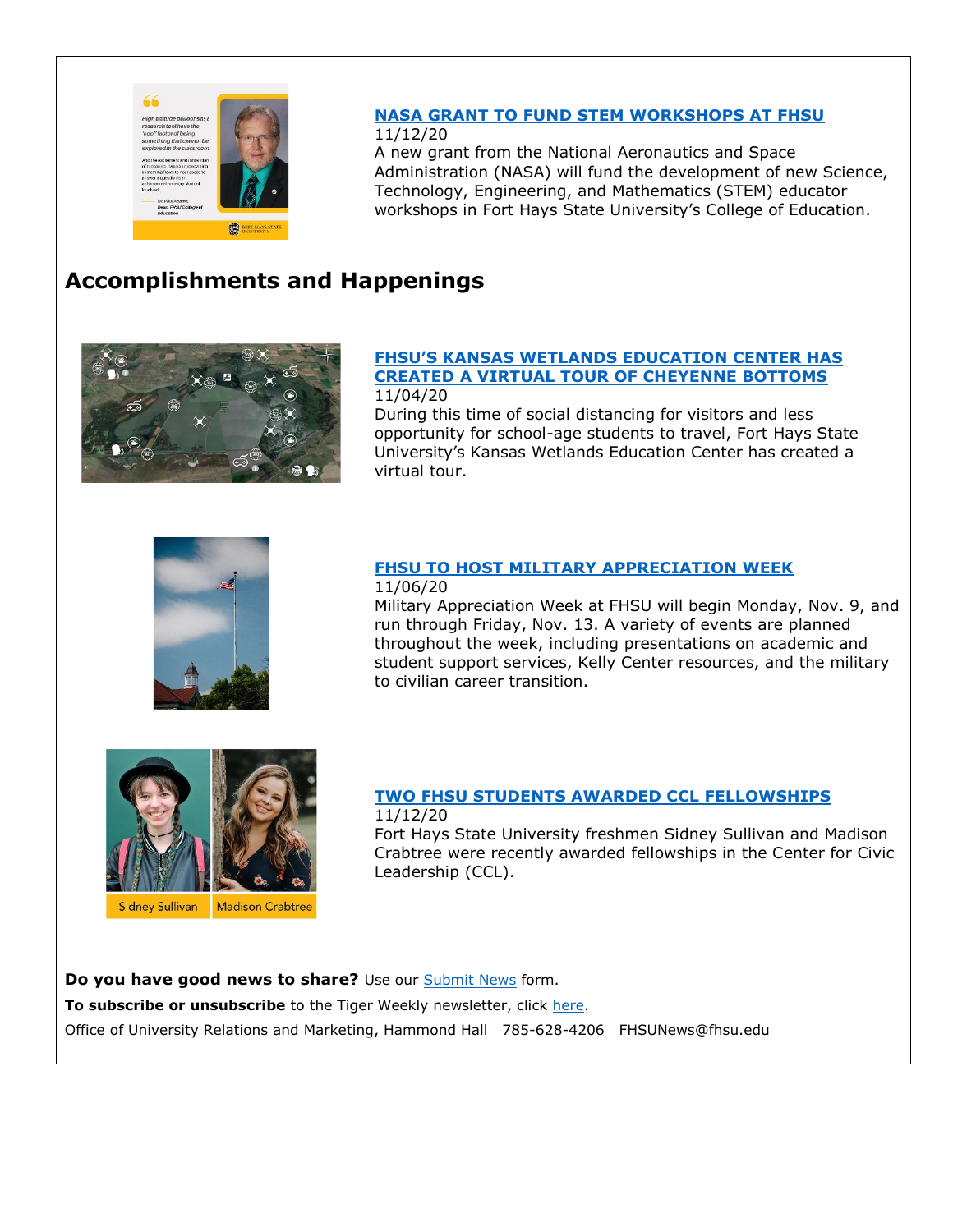**NASA GRANT TO FUND STEM WORKSHOPS AT FHSU**
11/12/20
A new grant from the National Aeronautics and Space Administration (NASA) will fund the development of new Science, Technology, Engineering, and Mathematics (STEM) educator workshops in Fort Hays State University's College of Education.

## Accomplishments and Happenings

**FHSU'S KANSAS WETLANDS EDUCATION CENTER HAS CREATED A VIRTUAL TOUR OF CHEYENNE BOTTOMS**
11/04/20
During this time of social distancing for visitors and less opportunity for school-age students to travel, Fort Hays State University's Kansas Wetlands Education Center has created a virtual tour.

**FHSU TO HOST MILITARY APPRECIATION WEEK**
11/06/20
Military Appreciation Week at FHSU will begin Monday, Nov. 9, and run through Friday, Nov. 13. A variety of events are planned throughout the week, including presentations on academic and student support services, Kelly Center resources, and the military to civilian career transition.

**TWO FHSU STUDENTS AWARDED CCL FELLOWSHIPS**
11/12/20
Fort Hays State University freshmen Sidney Sullivan and Madison Crabtree were recently awarded fellowships in the Center for Civic Leadership (CCL).

Sidney Sullivan | Madison Crabtree

**Do you have good news to share?** Use our Submit News form.

**To subscribe or unsubscribe** to the Tiger Weekly newsletter, click here.

Office of University Relations and Marketing, Hammond Hall 785-628-4206 FHSUNews@fhsu.edu